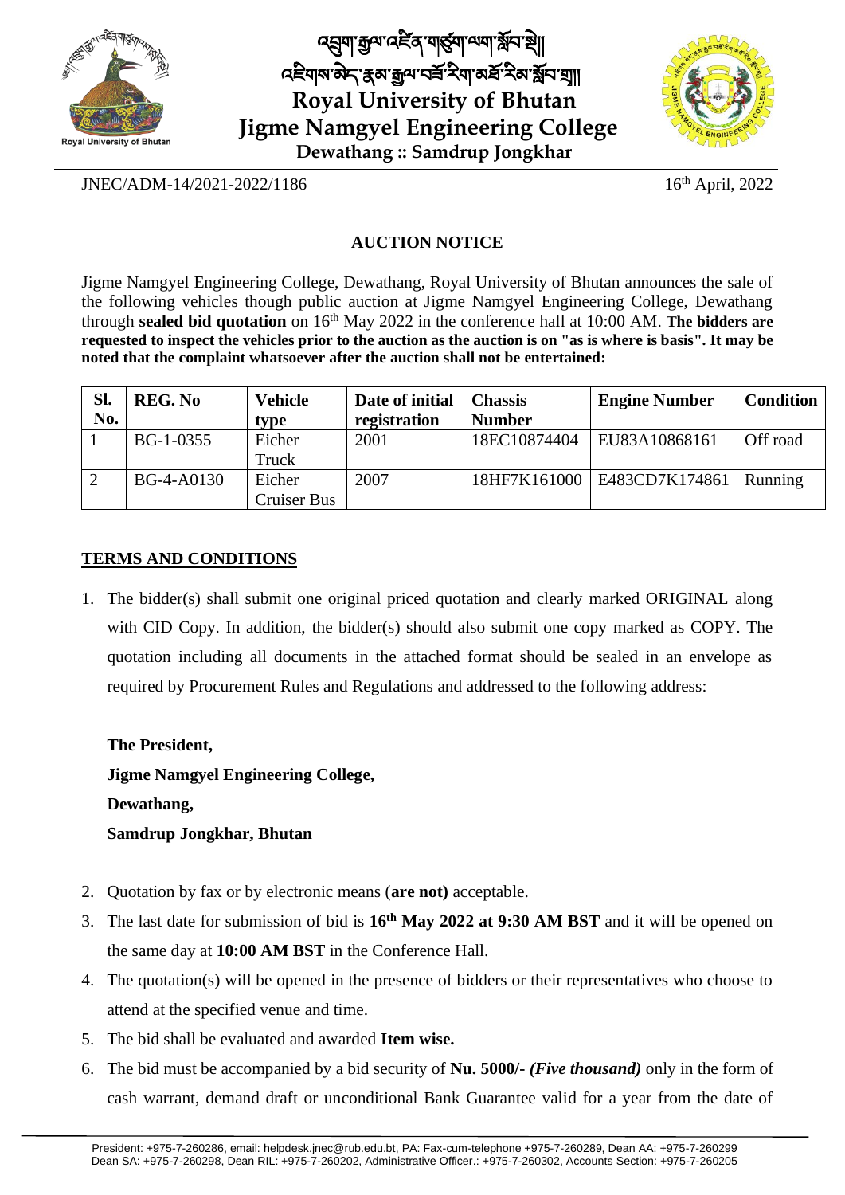# Royal University of Bhutan

## Jigme Namgyel Engineering College

**Dewathang :: Samdrup Jongkhar**

JNEC/ADM-14/2021-2022/1186

16th April, 2022

### AUCTION NOTICE

Jigme Namgyel Engineering College, Dewathang, Royal University of Bhutan announces the sale of the following vehicles though public auction at Jigme Namgyel Engineering College, Dewathang through **sealed bid quotation** on 16th May 2022 in the conference hall at 10:00 AM. **The bidders are requested to inspect the vehicles prior to the auction as the auction is on "as is where is basis". It may be noted that the complaint whatsoever after the auction shall not be entertained:**

| Sl. No. | REG. No | Vehicle type | Date of initial registration | Chassis Number | Engine Number | Condition |
|---|---|---|---|---|---|---|
| 1 | BG-1-0355 | Eicher Truck | 2001 | 18EC10874404 | EU83A10868161 | Off road |
| 2 | BG-4-A0130 | Eicher Cruiser Bus | 2007 | 18HF7K161000 | E483CD7K174861 | Running |

**TERMS AND CONDITIONS**

1. The bidder(s) shall submit one original priced quotation and clearly marked ORIGINAL along with CID Copy. In addition, the bidder(s) should also submit one copy marked as COPY. The quotation including all documents in the attached format should be sealed in an envelope as required by Procurement Rules and Regulations and addressed to the following address:

   **The President,**
   **Jigme Namgyel Engineering College,**
   **Dewathang,**
   **Samdrup Jongkhar, Bhutan**

2. Quotation by fax or by electronic means (**are not)** acceptable.
3. The last date for submission of bid is **16th May 2022 at 9:30 AM BST** and it will be opened on the same day at **10:00 AM BST** in the Conference Hall.
4. The quotation(s) will be opened in the presence of bidders or their representatives who choose to attend at the specified venue and time.
5. The bid shall be evaluated and awarded **Item wise.**
6. The bid must be accompanied by a bid security of **Nu. 5000/-** ***(Five thousand)*** only in the form of cash warrant, demand draft or unconditional Bank Guarantee valid for a year from the date of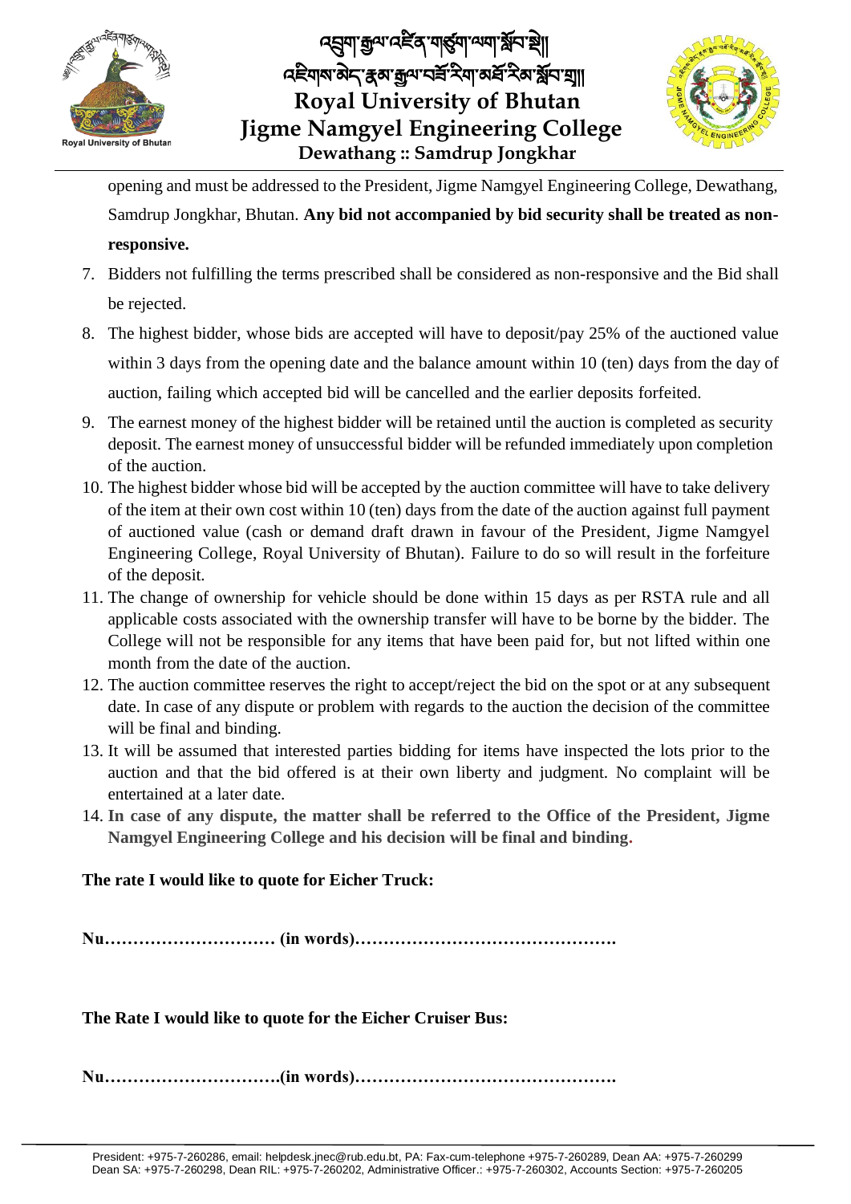opening and must be addressed to the President, Jigme Namgyel Engineering College, Dewathang, Samdrup Jongkhar, Bhutan. **Any bid not accompanied by bid security shall be treated as non-responsive.**

7. Bidders not fulfilling the terms prescribed shall be considered as non-responsive and the Bid shall be rejected.
8. The highest bidder, whose bids are accepted will have to deposit/pay 25% of the auctioned value within 3 days from the opening date and the balance amount within 10 (ten) days from the day of auction, failing which accepted bid will be cancelled and the earlier deposits forfeited.
9. The earnest money of the highest bidder will be retained until the auction is completed as security deposit. The earnest money of unsuccessful bidder will be refunded immediately upon completion of the auction.
10. The highest bidder whose bid will be accepted by the auction committee will have to take delivery of the item at their own cost within 10 (ten) days from the date of the auction against full payment of auctioned value (cash or demand draft drawn in favour of the President, Jigme Namgyel Engineering College, Royal University of Bhutan). Failure to do so will result in the forfeiture of the deposit.
11. The change of ownership for vehicle should be done within 15 days as per RSTA rule and all applicable costs associated with the ownership transfer will have to be borne by the bidder. The College will not be responsible for any items that have been paid for, but not lifted within one month from the date of the auction.
12. The auction committee reserves the right to accept/reject the bid on the spot or at any subsequent date. In case of any dispute or problem with regards to the auction the decision of the committee will be final and binding.
13. It will be assumed that interested parties bidding for items have inspected the lots prior to the auction and that the bid offered is at their own liberty and judgment. No complaint will be entertained at a later date.
14. **In case of any dispute, the matter shall be referred to the Office of the President, Jigme Namgyel Engineering College and his decision will be final and binding.**

**The rate I would like to quote for Eicher Truck:**

**Nu………………………… (in words)……………………………………….**

**The Rate I would like to quote for the Eicher Cruiser Bus:**

**Nu………………………….(in words)……………………………………….**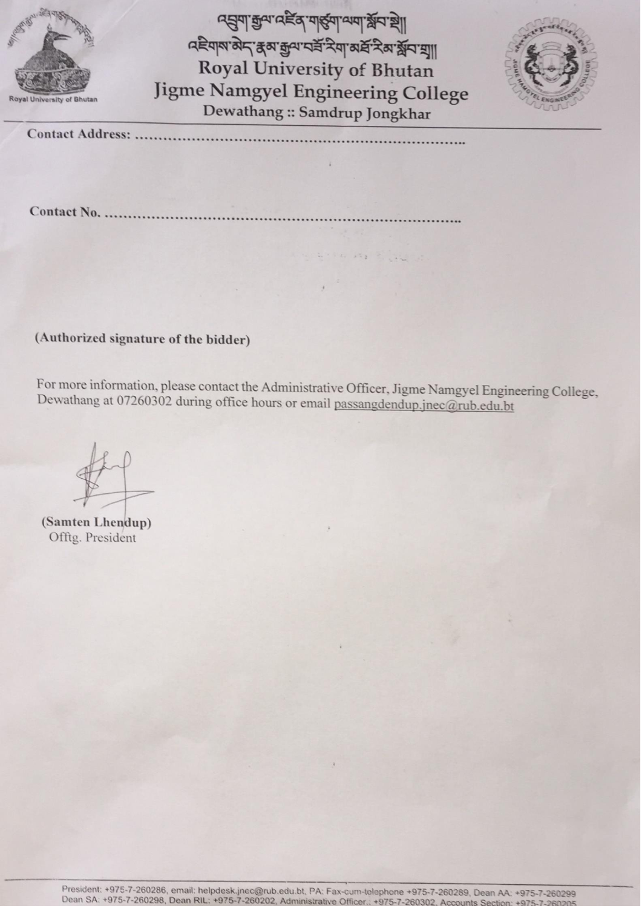Contact Address: ..................................................................

Contact No. ..........................................................................

**(Authorized signature of the bidder)**

For more information, please contact the Administrative Officer, Jigme Namgyel Engineering College, Dewathang at 07260302 during office hours or email passangdendup.jnec@rub.edu.bt

**(Samten Lhendup)**
Offtg. President